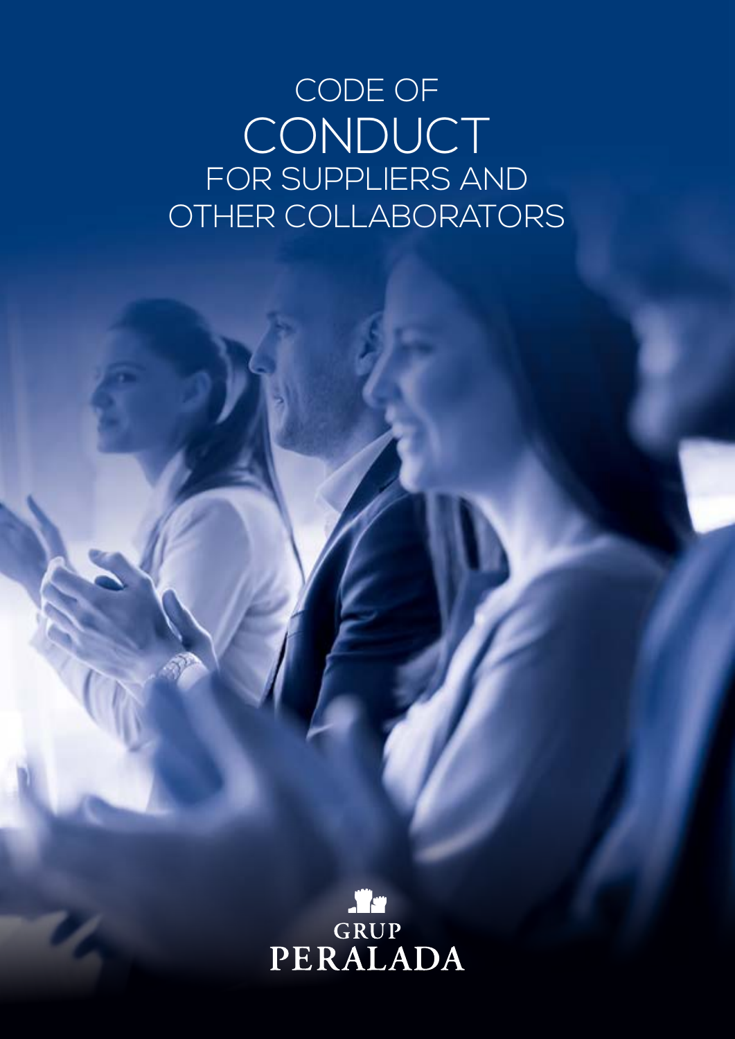# CODE OF CONDUCT FOR SUPPLIERS AND OTHER COLLABORATORS

GRUP PERALADA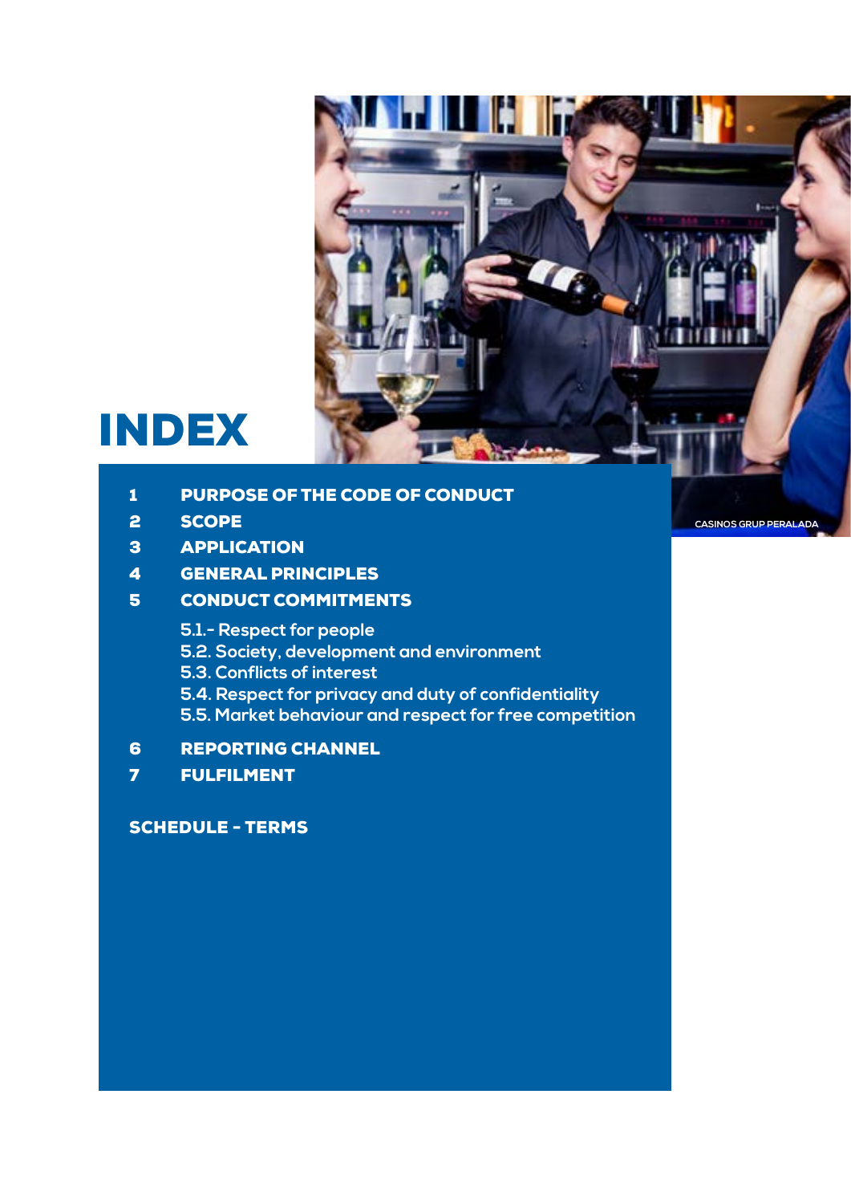# INDEX

1 PURPOSE OF THE CODE OF CONDUCT

2 SCOPE

3 APPLICATION

4 GENERAL PRINCIPLES

5 CONDUCT COMMITMENTS

- 5.1.- Respect for people
- 5.2. Society, development and environment
- 5.3. Conflicts of interest
- 5.4. Respect for privacy and duty of confidentiality
- 5.5. Market behaviour and respect for free competition

6 REPORTING CHANNEL

7 FULFILMENT

SCHEDULE - TERMS

CASINOS GRUP PERALADA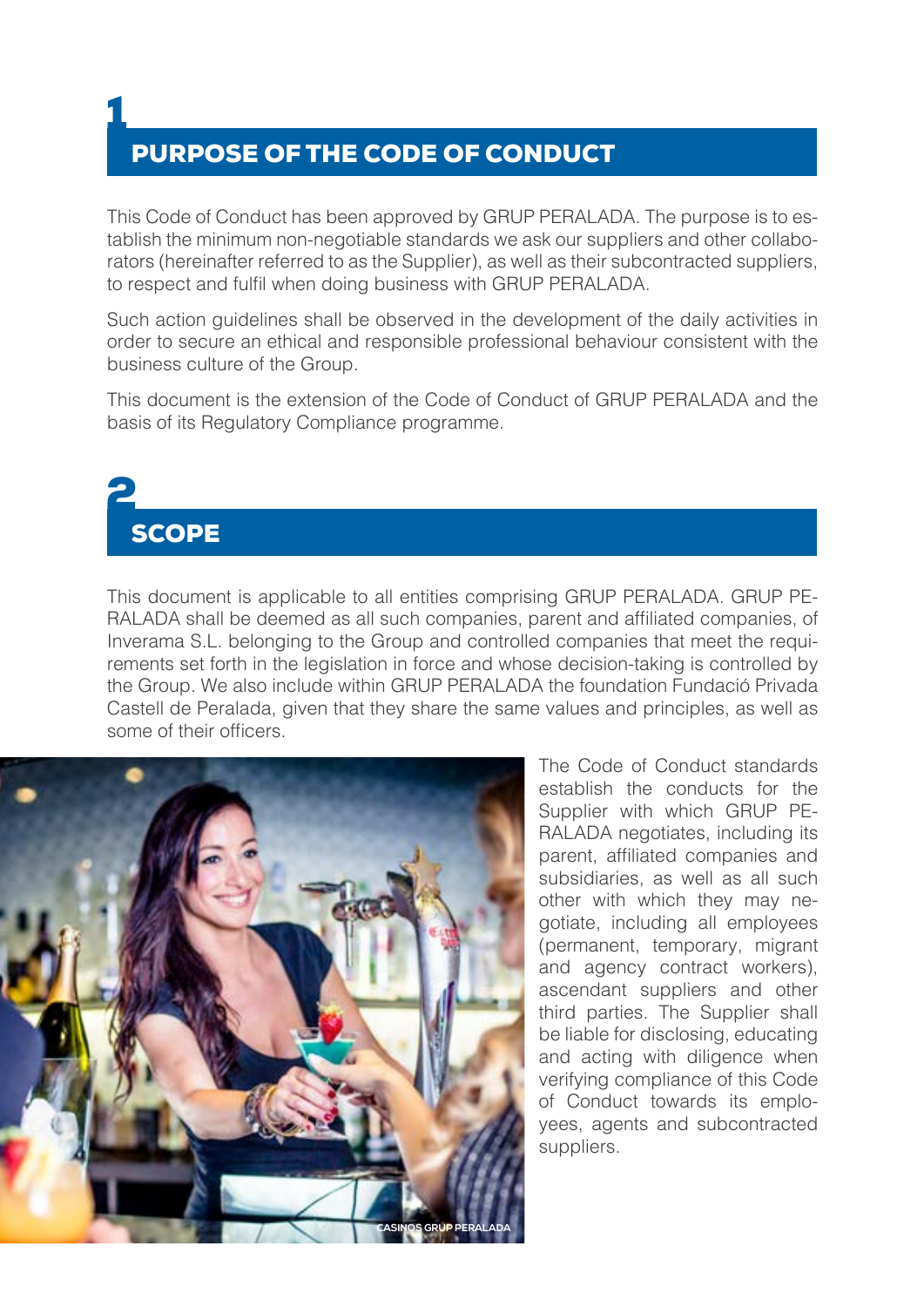# 1 PURPOSE OF THE CODE OF CONDUCT

This Code of Conduct has been approved by GRUP PERALADA. The purpose is to establish the minimum non-negotiable standards we ask our suppliers and other collaborators (hereinafter referred to as the Supplier), as well as their subcontracted suppliers, to respect and fulfil when doing business with GRUP PERALADA.

Such action guidelines shall be observed in the development of the daily activities in order to secure an ethical and responsible professional behaviour consistent with the business culture of the Group.

This document is the extension of the Code of Conduct of GRUP PERALADA and the basis of its Regulatory Compliance programme.

# 2 SCOPE

This document is applicable to all entities comprising GRUP PERALADA. GRUP PERALADA shall be deemed as all such companies, parent and affiliated companies, of Inverama S.L. belonging to the Group and controlled companies that meet the requirements set forth in the legislation in force and whose decision-taking is controlled by the Group. We also include within GRUP PERALADA the foundation Fundació Privada Castell de Peralada, given that they share the same values and principles, as well as some of their officers.

CASINOS GRUP PERALADA

The Code of Conduct standards establish the conducts for the Supplier with which GRUP PERALADA negotiates, including its parent, affiliated companies and subsidiaries, as well as all such other with which they may negotiate, including all employees (permanent, temporary, migrant and agency contract workers), ascendant suppliers and other third parties. The Supplier shall be liable for disclosing, educating and acting with diligence when verifying compliance of this Code of Conduct towards its employees, agents and subcontracted suppliers.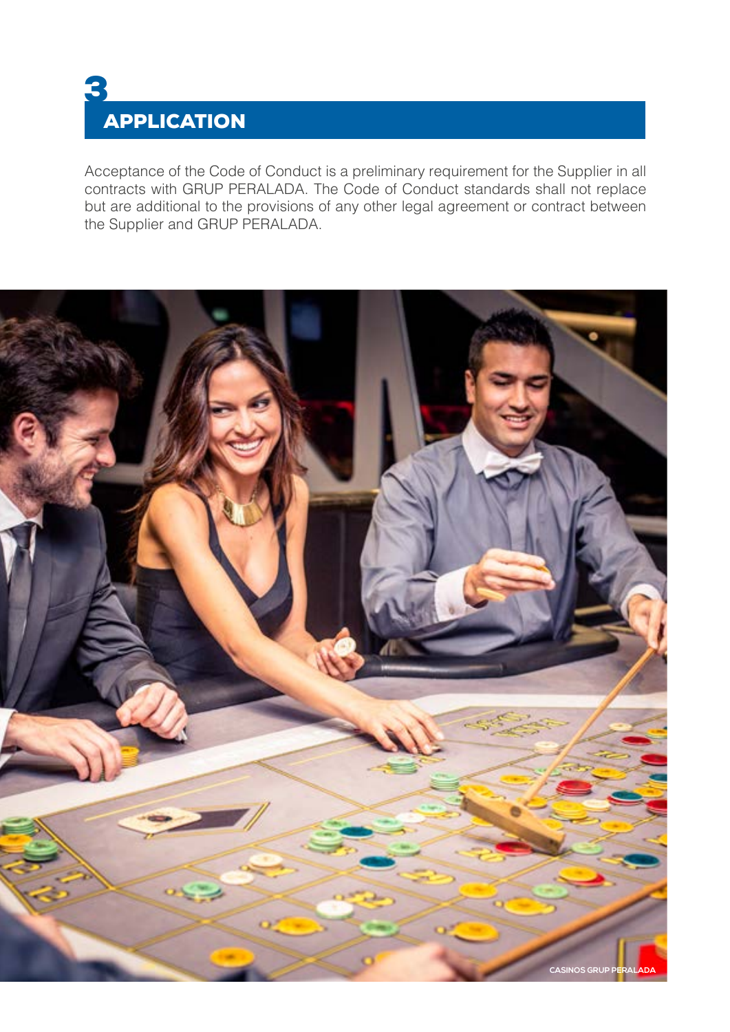# 3 APPLICATION

Acceptance of the Code of Conduct is a preliminary requirement for the Supplier in all contracts with GRUP PERALADA. The Code of Conduct standards shall not replace but are additional to the provisions of any other legal agreement or contract between the Supplier and GRUP PERALADA.

CASINOS GRUP PERALADA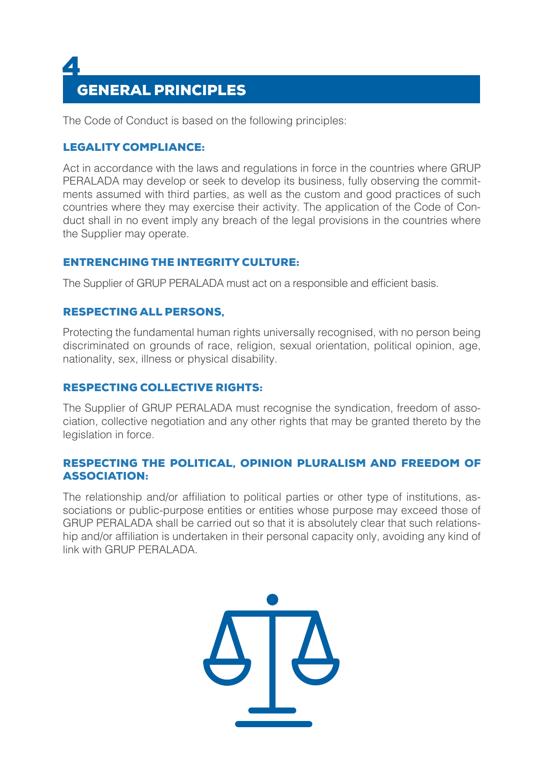# 4 GENERAL PRINCIPLES

The Code of Conduct is based on the following principles:

### LEGALITY COMPLIANCE:

Act in accordance with the laws and regulations in force in the countries where GRUP PERALADA may develop or seek to develop its business, fully observing the commitments assumed with third parties, as well as the custom and good practices of such countries where they may exercise their activity. The application of the Code of Conduct shall in no event imply any breach of the legal provisions in the countries where the Supplier may operate.

### ENTRENCHING THE INTEGRITY CULTURE:

The Supplier of GRUP PERALADA must act on a responsible and efficient basis.

### RESPECTING ALL PERSONS,

Protecting the fundamental human rights universally recognised, with no person being discriminated on grounds of race, religion, sexual orientation, political opinion, age, nationality, sex, illness or physical disability.

### RESPECTING COLLECTIVE RIGHTS:

The Supplier of GRUP PERALADA must recognise the syndication, freedom of association, collective negotiation and any other rights that may be granted thereto by the legislation in force.

### RESPECTING THE POLITICAL, OPINION PLURALISM AND FREEDOM OF ASSOCIATION:

The relationship and/or affiliation to political parties or other type of institutions, associations or public-purpose entities or entities whose purpose may exceed those of GRUP PERALADA shall be carried out so that it is absolutely clear that such relationship and/or affiliation is undertaken in their personal capacity only, avoiding any kind of link with GRUP PERALADA.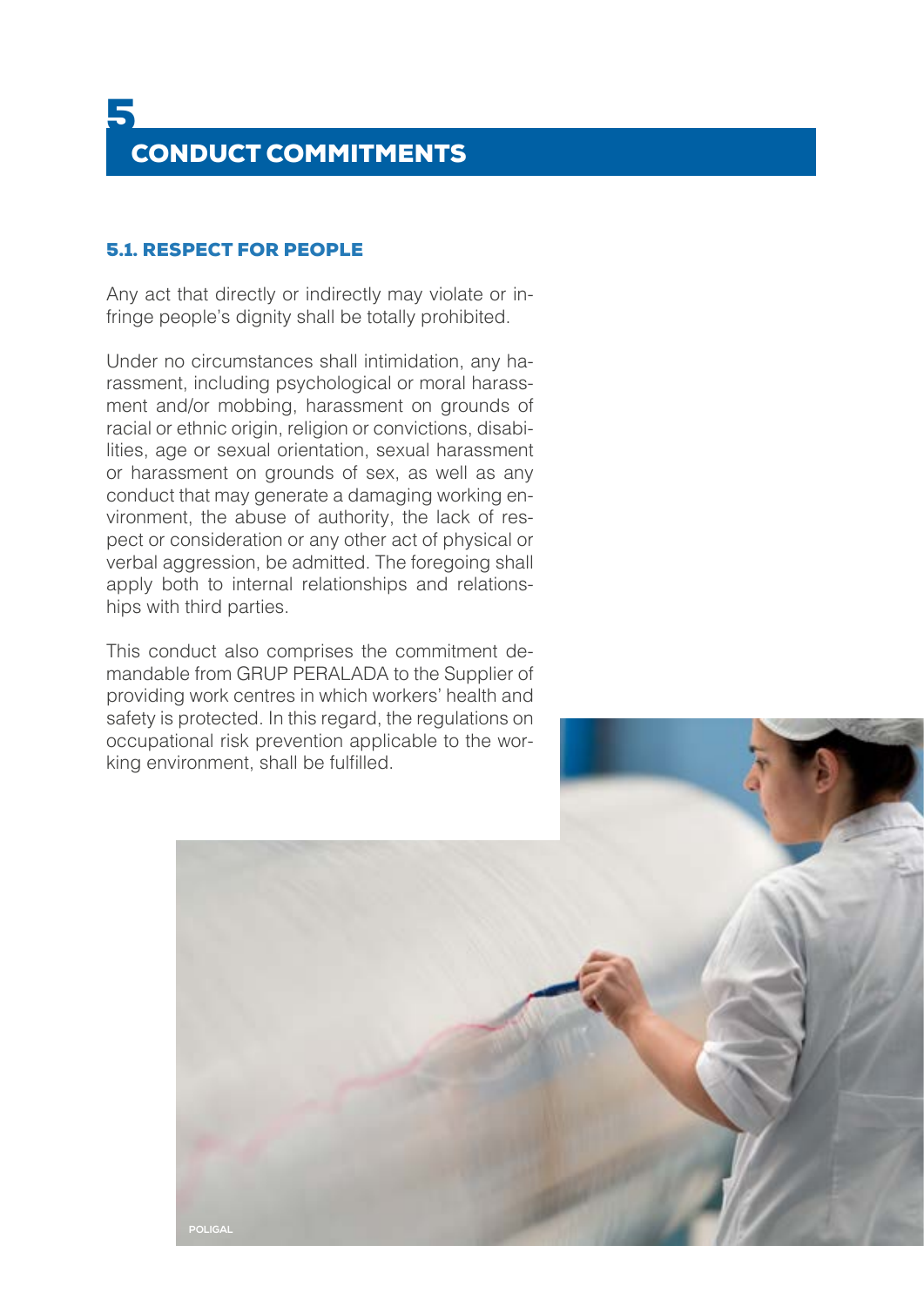# 5 CONDUCT COMMITMENTS

## 5.1. RESPECT FOR PEOPLE

Any act that directly or indirectly may violate or infringe people's dignity shall be totally prohibited.

Under no circumstances shall intimidation, any harassment, including psychological or moral harassment and/or mobbing, harassment on grounds of racial or ethnic origin, religion or convictions, disabilities, age or sexual orientation, sexual harassment or harassment on grounds of sex, as well as any conduct that may generate a damaging working environment, the abuse of authority, the lack of respect or consideration or any other act of physical or verbal aggression, be admitted. The foregoing shall apply both to internal relationships and relationships with third parties.

This conduct also comprises the commitment demandable from GRUP PERALADA to the Supplier of providing work centres in which workers' health and safety is protected. In this regard, the regulations on occupational risk prevention applicable to the working environment, shall be fulfilled.

POLIGAL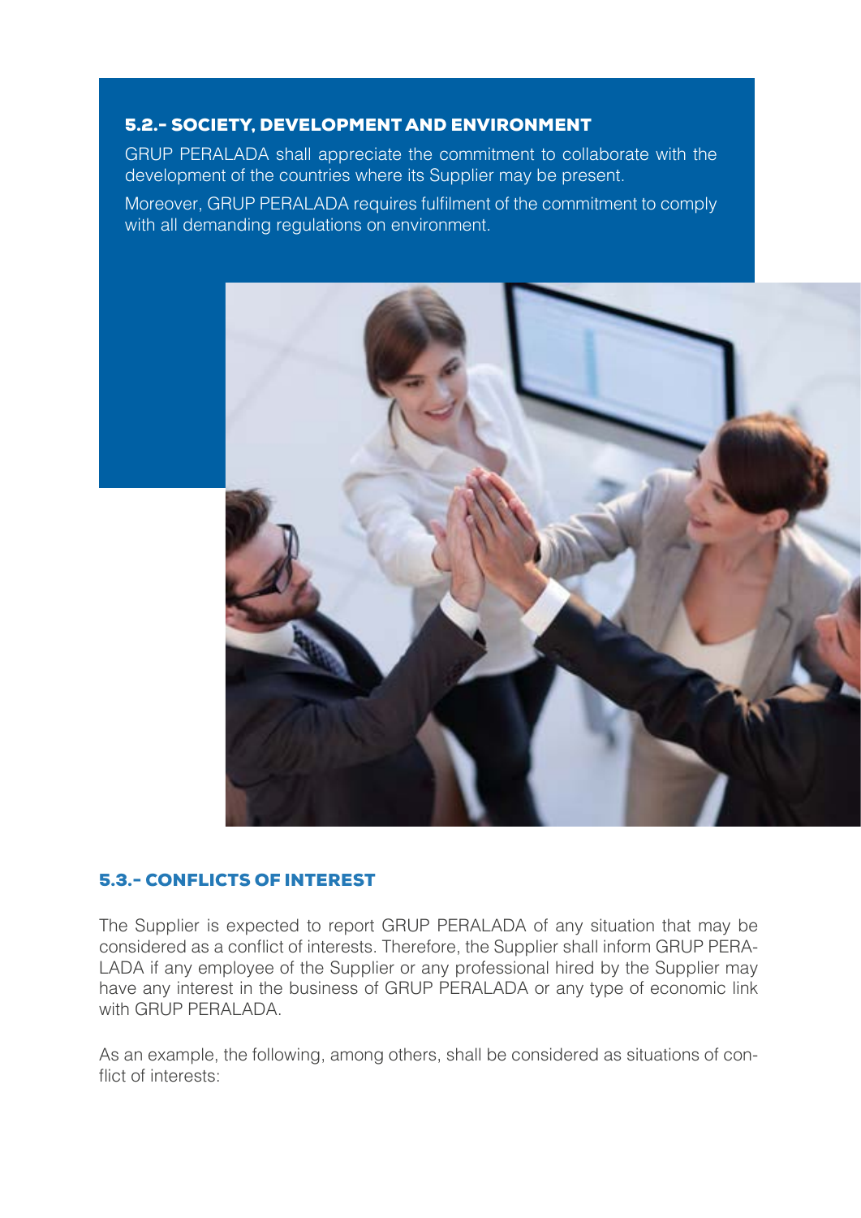### 5.2.- SOCIETY, DEVELOPMENT AND ENVIRONMENT

GRUP PERALADA shall appreciate the commitment to collaborate with the development of the countries where its Supplier may be present.

Moreover, GRUP PERALADA requires fulfilment of the commitment to comply with all demanding regulations on environment.

### 5.3.- CONFLICTS OF INTEREST

The Supplier is expected to report GRUP PERALADA of any situation that may be considered as a conflict of interests. Therefore, the Supplier shall inform GRUP PERALADA if any employee of the Supplier or any professional hired by the Supplier may have any interest in the business of GRUP PERALADA or any type of economic link with GRUP PERALADA.

As an example, the following, among others, shall be considered as situations of conflict of interests: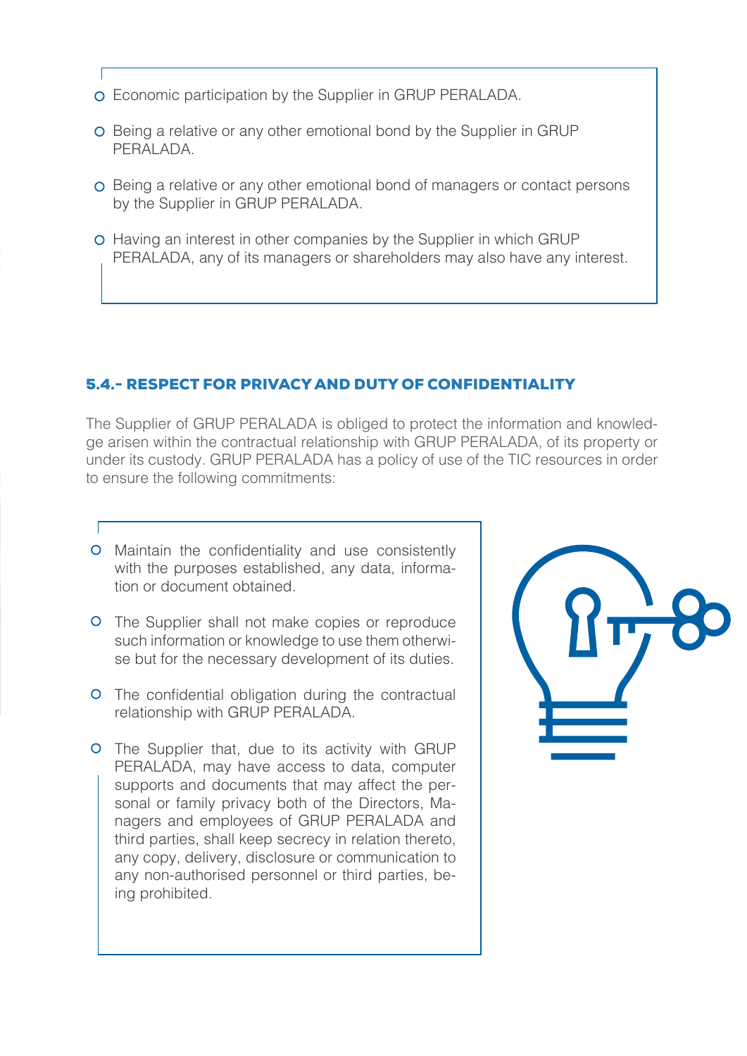- Economic participation by the Supplier in GRUP PERALADA.
- Being a relative or any other emotional bond by the Supplier in GRUP PERALADA.
- Being a relative or any other emotional bond of managers or contact persons by the Supplier in GRUP PERALADA.
- Having an interest in other companies by the Supplier in which GRUP PERALADA, any of its managers or shareholders may also have any interest.

## 5.4.- RESPECT FOR PRIVACY AND DUTY OF CONFIDENTIALITY

The Supplier of GRUP PERALADA is obliged to protect the information and knowledge arisen within the contractual relationship with GRUP PERALADA, of its property or under its custody. GRUP PERALADA has a policy of use of the TIC resources in order to ensure the following commitments:

- Maintain the confidentiality and use consistently with the purposes established, any data, information or document obtained.
- The Supplier shall not make copies or reproduce such information or knowledge to use them otherwise but for the necessary development of its duties.
- The confidential obligation during the contractual relationship with GRUP PERALADA.
- The Supplier that, due to its activity with GRUP PERALADA, may have access to data, computer supports and documents that may affect the personal or family privacy both of the Directors, Managers and employees of GRUP PERALADA and third parties, shall keep secrecy in relation thereto, any copy, delivery, disclosure or communication to any non-authorised personnel or third parties, being prohibited.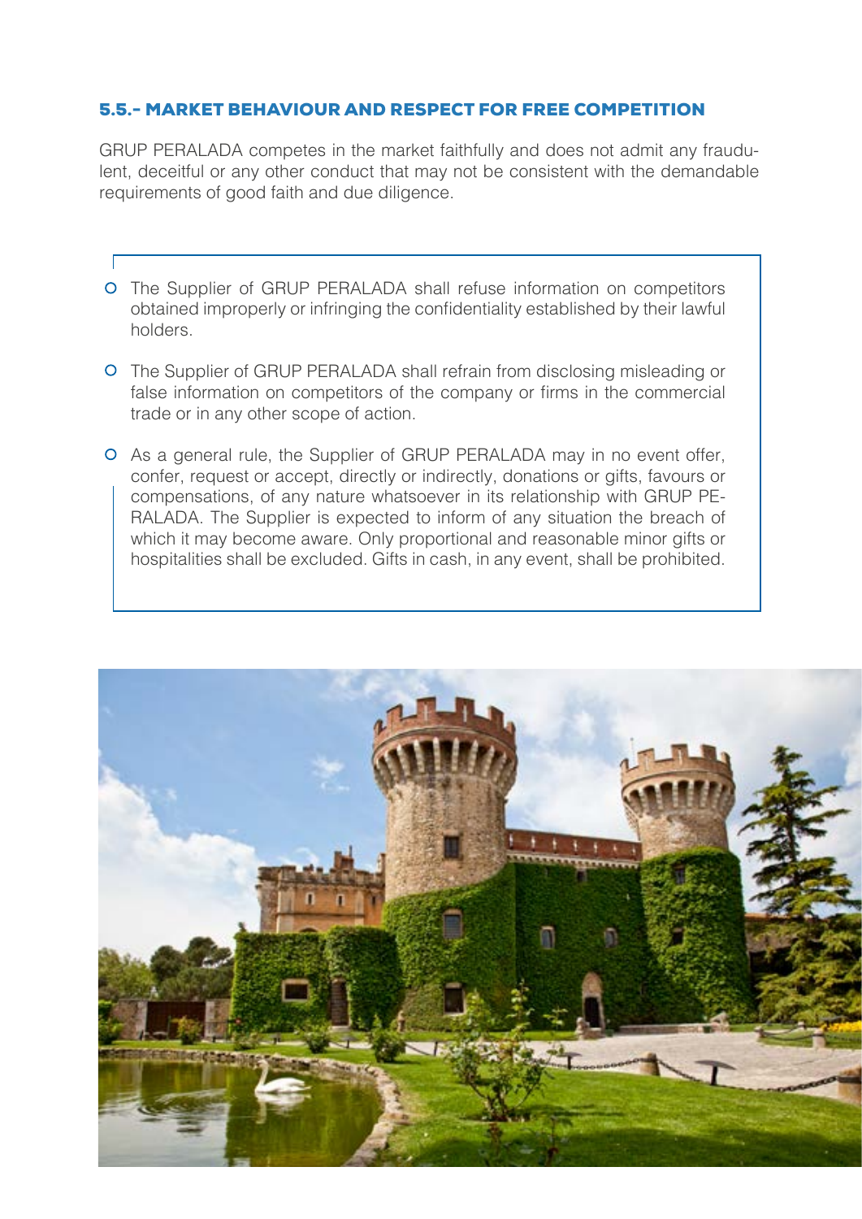### 5.5.- MARKET BEHAVIOUR AND RESPECT FOR FREE COMPETITION

GRUP PERALADA competes in the market faithfully and does not admit any fraudulent, deceitful or any other conduct that may not be consistent with the demandable requirements of good faith and due diligence.

- The Supplier of GRUP PERALADA shall refuse information on competitors obtained improperly or infringing the confidentiality established by their lawful holders.
- The Supplier of GRUP PERALADA shall refrain from disclosing misleading or false information on competitors of the company or firms in the commercial trade or in any other scope of action.
- As a general rule, the Supplier of GRUP PERALADA may in no event offer, confer, request or accept, directly or indirectly, donations or gifts, favours or compensations, of any nature whatsoever in its relationship with GRUP PERALADA. The Supplier is expected to inform of any situation the breach of which it may become aware. Only proportional and reasonable minor gifts or hospitalities shall be excluded. Gifts in cash, in any event, shall be prohibited.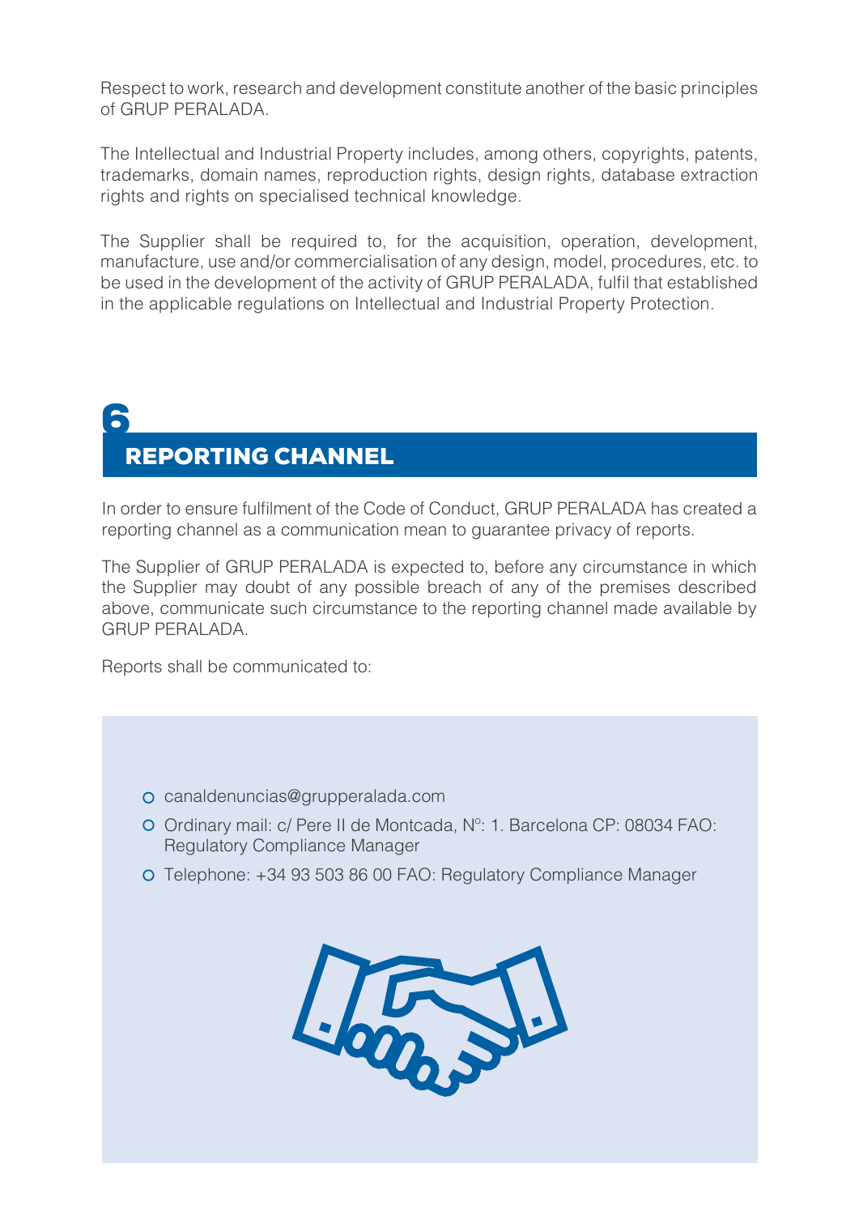Respect to work, research and development constitute another of the basic principles of GRUP PERALADA.

The Intellectual and Industrial Property includes, among others, copyrights, patents, trademarks, domain names, reproduction rights, design rights, database extraction rights and rights on specialised technical knowledge.

The Supplier shall be required to, for the acquisition, operation, development, manufacture, use and/or commercialisation of any design, model, procedures, etc. to be used in the development of the activity of GRUP PERALADA, fulfil that established in the applicable regulations on Intellectual and Industrial Property Protection.

# 6 REPORTING CHANNEL

In order to ensure fulfilment of the Code of Conduct, GRUP PERALADA has created a reporting channel as a communication mean to guarantee privacy of reports.

The Supplier of GRUP PERALADA is expected to, before any circumstance in which the Supplier may doubt of any possible breach of any of the premises described above, communicate such circumstance to the reporting channel made available by GRUP PERALADA.

Reports shall be communicated to:

- canaldenuncias@grupperalada.com
- Ordinary mail: c/ Pere II de Montcada, Nº: 1. Barcelona CP: 08034 FAO: Regulatory Compliance Manager
- Telephone: +34 93 503 86 00 FAO: Regulatory Compliance Manager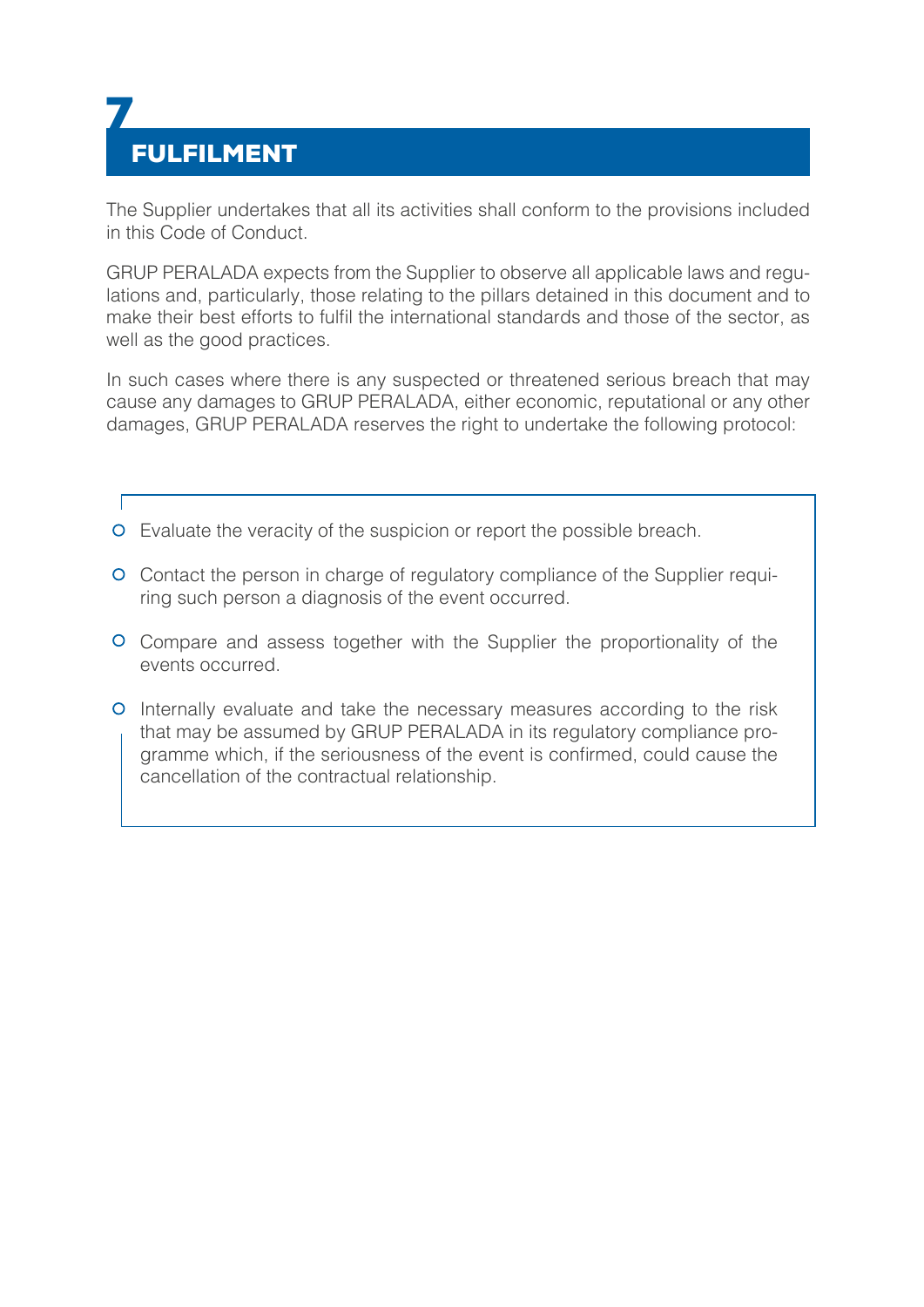# 7 FULFILMENT

The Supplier undertakes that all its activities shall conform to the provisions included in this Code of Conduct.

GRUP PERALADA expects from the Supplier to observe all applicable laws and regulations and, particularly, those relating to the pillars detained in this document and to make their best efforts to fulfil the international standards and those of the sector, as well as the good practices.

In such cases where there is any suspected or threatened serious breach that may cause any damages to GRUP PERALADA, either economic, reputational or any other damages, GRUP PERALADA reserves the right to undertake the following protocol:

- Evaluate the veracity of the suspicion or report the possible breach.
- Contact the person in charge of regulatory compliance of the Supplier requiring such person a diagnosis of the event occurred.
- Compare and assess together with the Supplier the proportionality of the events occurred.
- Internally evaluate and take the necessary measures according to the risk that may be assumed by GRUP PERALADA in its regulatory compliance programme which, if the seriousness of the event is confirmed, could cause the cancellation of the contractual relationship.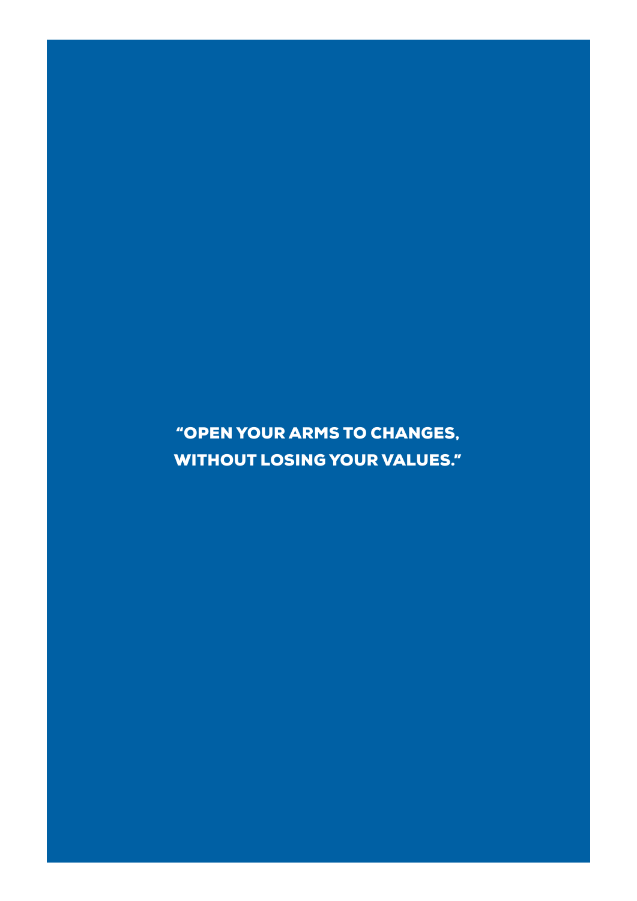"OPEN YOUR ARMS TO CHANGES,
WITHOUT LOSING YOUR VALUES."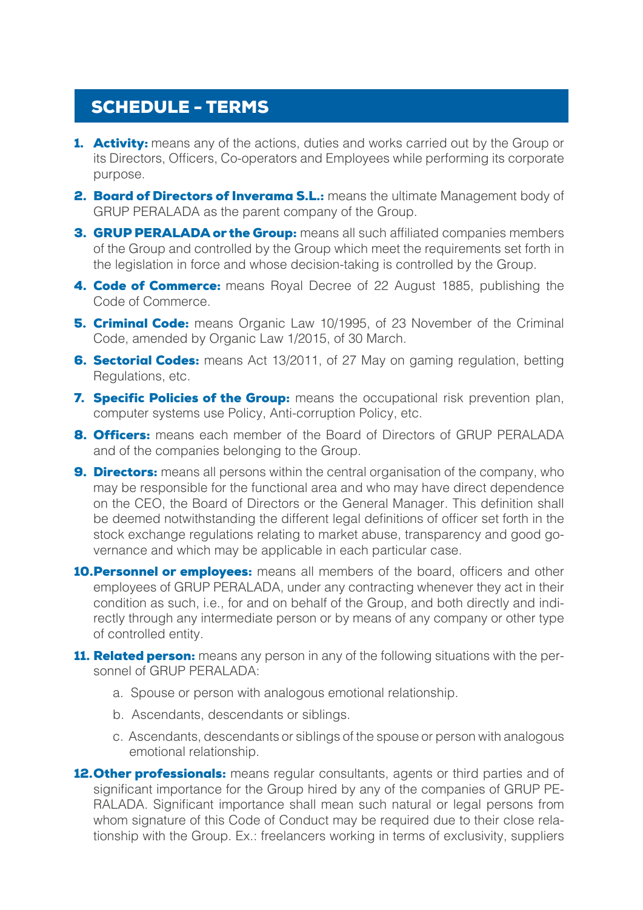## SCHEDULE - TERMS

1. **Activity:** means any of the actions, duties and works carried out by the Group or its Directors, Officers, Co-operators and Employees while performing its corporate purpose.
2. **Board of Directors of Inverama S.L.:** means the ultimate Management body of GRUP PERALADA as the parent company of the Group.
3. **GRUP PERALADA or the Group:** means all such affiliated companies members of the Group and controlled by the Group which meet the requirements set forth in the legislation in force and whose decision-taking is controlled by the Group.
4. **Code of Commerce:** means Royal Decree of 22 August 1885, publishing the Code of Commerce.
5. **Criminal Code:** means Organic Law 10/1995, of 23 November of the Criminal Code, amended by Organic Law 1/2015, of 30 March.
6. **Sectorial Codes:** means Act 13/2011, of 27 May on gaming regulation, betting Regulations, etc.
7. **Specific Policies of the Group:** means the occupational risk prevention plan, computer systems use Policy, Anti-corruption Policy, etc.
8. **Officers:** means each member of the Board of Directors of GRUP PERALADA and of the companies belonging to the Group.
9. **Directors:** means all persons within the central organisation of the company, who may be responsible for the functional area and who may have direct dependence on the CEO, the Board of Directors or the General Manager. This definition shall be deemed notwithstanding the different legal definitions of officer set forth in the stock exchange regulations relating to market abuse, transparency and good governance and which may be applicable in each particular case.
10. **Personnel or employees:** means all members of the board, officers and other employees of GRUP PERALADA, under any contracting whenever they act in their condition as such, i.e., for and on behalf of the Group, and both directly and indirectly through any intermediate person or by means of any company or other type of controlled entity.
11. **Related person:** means any person in any of the following situations with the personnel of GRUP PERALADA:
    a. Spouse or person with analogous emotional relationship.
    b. Ascendants, descendants or siblings.
    c. Ascendants, descendants or siblings of the spouse or person with analogous emotional relationship.
12. **Other professionals:** means regular consultants, agents or third parties and of significant importance for the Group hired by any of the companies of GRUP PERALADA. Significant importance shall mean such natural or legal persons from whom signature of this Code of Conduct may be required due to their close relationship with the Group. Ex.: freelancers working in terms of exclusivity, suppliers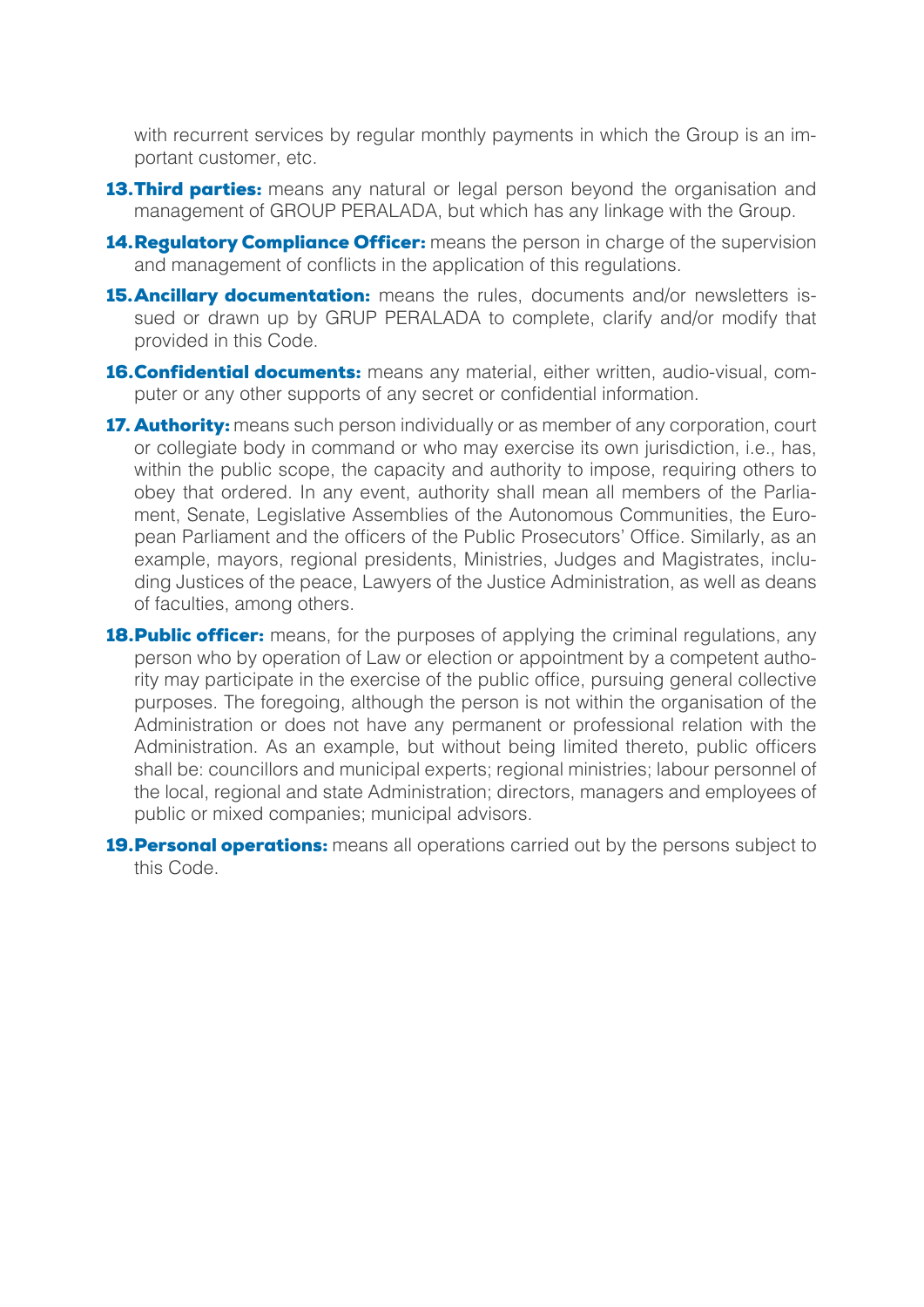with recurrent services by regular monthly payments in which the Group is an important customer, etc.

13. **Third parties:** means any natural or legal person beyond the organisation and management of GROUP PERALADA, but which has any linkage with the Group.

14. **Regulatory Compliance Officer:** means the person in charge of the supervision and management of conflicts in the application of this regulations.

15. **Ancillary documentation:** means the rules, documents and/or newsletters issued or drawn up by GRUP PERALADA to complete, clarify and/or modify that provided in this Code.

16. **Confidential documents:** means any material, either written, audio-visual, computer or any other supports of any secret or confidential information.

17. **Authority:** means such person individually or as member of any corporation, court or collegiate body in command or who may exercise its own jurisdiction, i.e., has, within the public scope, the capacity and authority to impose, requiring others to obey that ordered. In any event, authority shall mean all members of the Parliament, Senate, Legislative Assemblies of the Autonomous Communities, the European Parliament and the officers of the Public Prosecutors' Office. Similarly, as an example, mayors, regional presidents, Ministries, Judges and Magistrates, including Justices of the peace, Lawyers of the Justice Administration, as well as deans of faculties, among others.

18. **Public officer:** means, for the purposes of applying the criminal regulations, any person who by operation of Law or election or appointment by a competent authority may participate in the exercise of the public office, pursuing general collective purposes. The foregoing, although the person is not within the organisation of the Administration or does not have any permanent or professional relation with the Administration. As an example, but without being limited thereto, public officers shall be: councillors and municipal experts; regional ministries; labour personnel of the local, regional and state Administration; directors, managers and employees of public or mixed companies; municipal advisors.

19. **Personal operations:** means all operations carried out by the persons subject to this Code.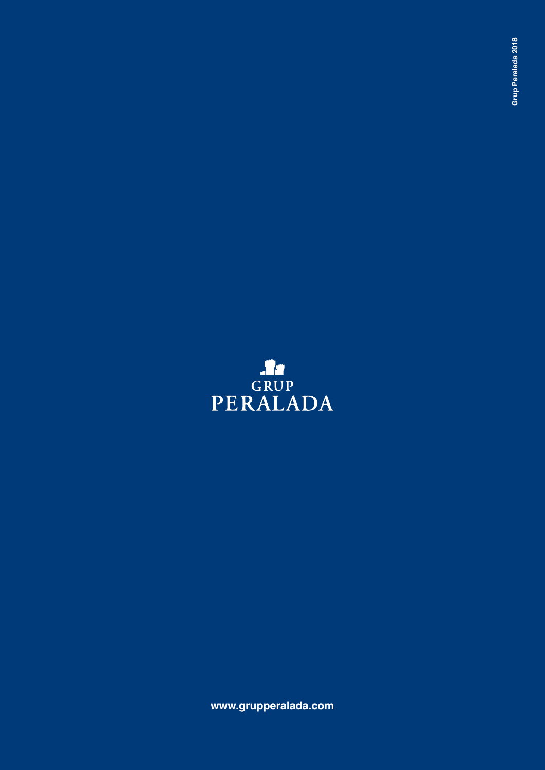GRUP
PERALADA

www.grupperalada.com